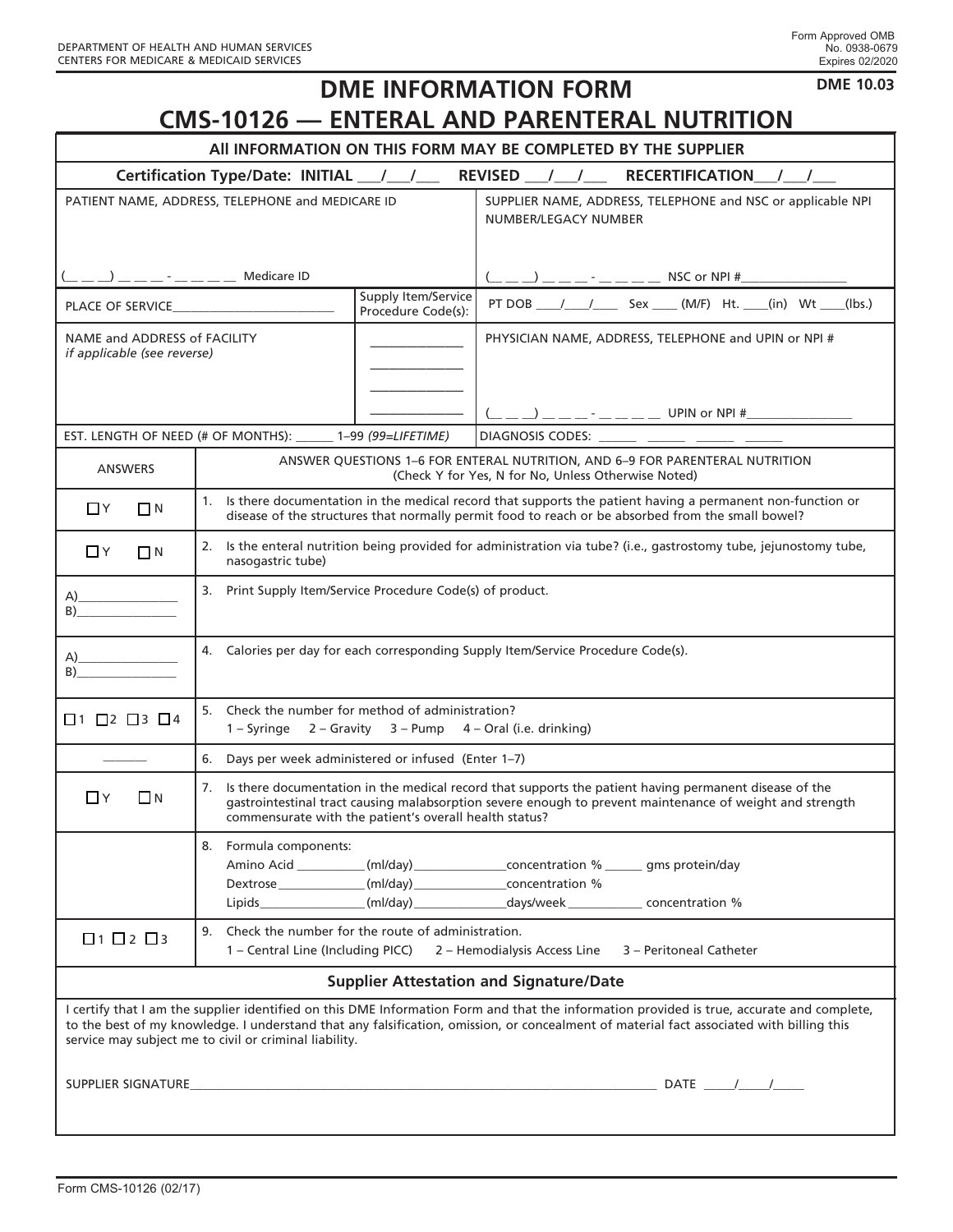DEPARTMENT OF HEALTH AND HUMAN SERVICES
CENTERS FOR MEDICARE & MEDICAID SERVICES

Form Approved OMB No. 0938-0679
Expires 02/2020

# DME INFORMATION FORM

**DME 10.03**

# CMS-10126 — ENTERAL AND PARENTERAL NUTRITION

**All INFORMATION ON THIS FORM MAY BE COMPLETED BY THE SUPPLIER**

**Certification Type/Date: INITIAL ___/___/___ REVISED ___/___/___ RECERTIFICATION___/___/___**

| PATIENT NAME, ADDRESS, TELEPHONE and MEDICARE ID | | SUPPLIER NAME, ADDRESS, TELEPHONE and NSC or applicable NPI NUMBER/LEGACY NUMBER |
|---|---|---|
| (_ _ _) _ _ _ - _ _ _ _ Medicare ID | | (_ _ _) _ _ _ - _ _ _ _ NSC or NPI #_______________ |
| PLACE OF SERVICE________________________ | Supply Item/Service Procedure Code(s): | PT DOB ___/___/____ Sex ____ (M/F) Ht. ____(in) Wt ____(lbs.) |
| NAME and ADDRESS of FACILITY *if applicable (see reverse)* | _____________ _____________ _____________ _____________ | PHYSICIAN NAME, ADDRESS, TELEPHONE and UPIN or NPI # (_ _ _) _ _ _ - _ _ _ _ UPIN or NPI #_______________ |
| EST. LENGTH OF NEED (# OF MONTHS): ______ 1–99 *(99=LIFETIME)* | | DIAGNOSIS CODES: ______ ______ ______ ______ |

| ANSWERS | ANSWER QUESTIONS 1–6 FOR ENTERAL NUTRITION, AND 6–9 FOR PARENTERAL NUTRITION (Check Y for Yes, N for No, Unless Otherwise Noted) |
|---|---|
| ☐ Y ☐ N | 1. Is there documentation in the medical record that supports the patient having a permanent non-function or disease of the structures that normally permit food to reach or be absorbed from the small bowel? |
| ☐ Y ☐ N | 2. Is the enteral nutrition being provided for administration via tube? (i.e., gastrostomy tube, jejunostomy tube, nasogastric tube) |
| A)_______________ B)_______________ | 3. Print Supply Item/Service Procedure Code(s) of product. |
| A)_______________ B)_______________ | 4. Calories per day for each corresponding Supply Item/Service Procedure Code(s). |
| ☐ 1 ☐ 2 ☐ 3 ☐ 4 | 5. Check the number for method of administration? 1 – Syringe 2 – Gravity 3 – Pump 4 – Oral (i.e. drinking) |
| _______ | 6. Days per week administered or infused (Enter 1–7) |
| ☐ Y ☐ N | 7. Is there documentation in the medical record that supports the patient having permanent disease of the gastrointestinal tract causing malabsorption severe enough to prevent maintenance of weight and strength commensurate with the patient's overall health status? |
| | 8. Formula components: Amino Acid __________(ml/day)______________concentration % ______ gms protein/day Dextrose_____________(ml/day)______________concentration % Lipids________________(ml/day)______________days/week ___________ concentration % |
| ☐ 1 ☐ 2 ☐ 3 | 9. Check the number for the route of administration. 1 – Central Line (Including PICC) 2 – Hemodialysis Access Line 3 – Peritoneal Catheter |

**Supplier Attestation and Signature/Date**

I certify that I am the supplier identified on this DME Information Form and that the information provided is true, accurate and complete, to the best of my knowledge. I understand that any falsification, omission, or concealment of material fact associated with billing this service may subject me to civil or criminal liability.

SUPPLIER SIGNATURE_____________________________________________________________________________ DATE _____/_____/_____

Form CMS-10126 (02/17)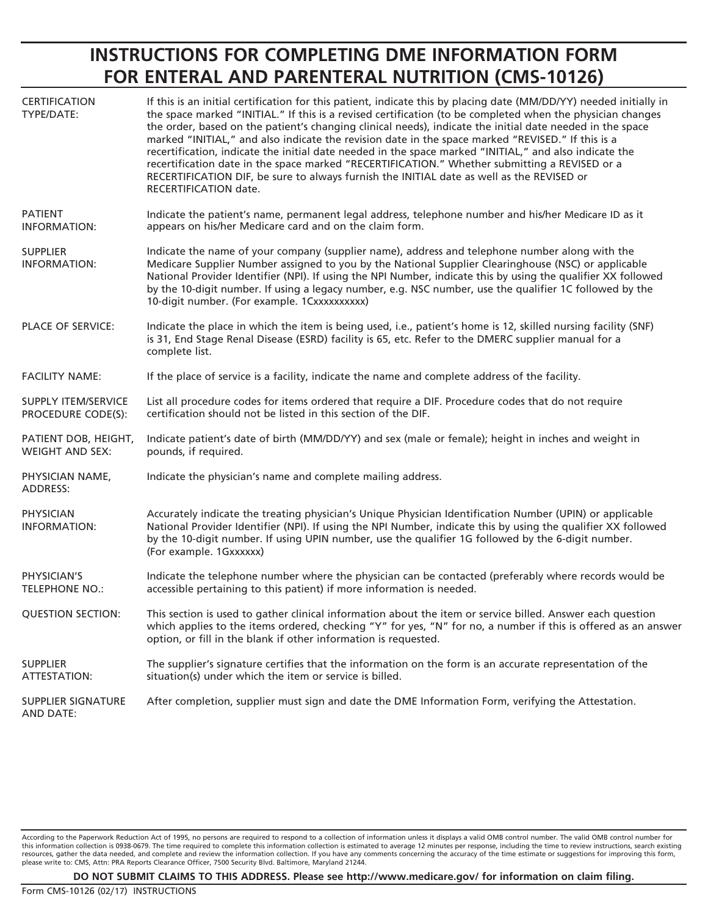# INSTRUCTIONS FOR COMPLETING DME INFORMATION FORM FOR ENTERAL AND PARENTERAL NUTRITION (CMS-10126)

| | |
|---|---|
| CERTIFICATION TYPE/DATE: | If this is an initial certification for this patient, indicate this by placing date (MM/DD/YY) needed initially in the space marked "INITIAL." If this is a revised certification (to be completed when the physician changes the order, based on the patient's changing clinical needs), indicate the initial date needed in the space marked "INITIAL," and also indicate the revision date in the space marked "REVISED." If this is a recertification, indicate the initial date needed in the space marked "INITIAL," and also indicate the recertification date in the space marked "RECERTIFICATION." Whether submitting a REVISED or a RECERTIFICATION DIF, be sure to always furnish the INITIAL date as well as the REVISED or RECERTIFICATION date. |
| PATIENT INFORMATION: | Indicate the patient's name, permanent legal address, telephone number and his/her Medicare ID as it appears on his/her Medicare card and on the claim form. |
| SUPPLIER INFORMATION: | Indicate the name of your company (supplier name), address and telephone number along with the Medicare Supplier Number assigned to you by the National Supplier Clearinghouse (NSC) or applicable National Provider Identifier (NPI). If using the NPI Number, indicate this by using the qualifier XX followed by the 10-digit number. If using a legacy number, e.g. NSC number, use the qualifier 1C followed by the 10-digit number. (For example. 1Cxxxxxxxxxx) |
| PLACE OF SERVICE: | Indicate the place in which the item is being used, i.e., patient's home is 12, skilled nursing facility (SNF) is 31, End Stage Renal Disease (ESRD) facility is 65, etc. Refer to the DMERC supplier manual for a complete list. |
| FACILITY NAME: | If the place of service is a facility, indicate the name and complete address of the facility. |
| SUPPLY ITEM/SERVICE PROCEDURE CODE(S): | List all procedure codes for items ordered that require a DIF. Procedure codes that do not require certification should not be listed in this section of the DIF. |
| PATIENT DOB, HEIGHT, WEIGHT AND SEX: | Indicate patient's date of birth (MM/DD/YY) and sex (male or female); height in inches and weight in pounds, if required. |
| PHYSICIAN NAME, ADDRESS: | Indicate the physician's name and complete mailing address. |
| PHYSICIAN INFORMATION: | Accurately indicate the treating physician's Unique Physician Identification Number (UPIN) or applicable National Provider Identifier (NPI). If using the NPI Number, indicate this by using the qualifier XX followed by the 10-digit number. If using UPIN number, use the qualifier 1G followed by the 6-digit number. (For example. 1Gxxxxxx) |
| PHYSICIAN'S TELEPHONE NO.: | Indicate the telephone number where the physician can be contacted (preferably where records would be accessible pertaining to this patient) if more information is needed. |
| QUESTION SECTION: | This section is used to gather clinical information about the item or service billed. Answer each question which applies to the items ordered, checking "Y" for yes, "N" for no, a number if this is offered as an answer option, or fill in the blank if other information is requested. |
| SUPPLIER ATTESTATION: | The supplier's signature certifies that the information on the form is an accurate representation of the situation(s) under which the item or service is billed. |
| SUPPLIER SIGNATURE AND DATE: | After completion, supplier must sign and date the DME Information Form, verifying the Attestation. |

According to the Paperwork Reduction Act of 1995, no persons are required to respond to a collection of information unless it displays a valid OMB control number. The valid OMB control number for this information collection is 0938-0679. The time required to complete this information collection is estimated to average 12 minutes per response, including the time to review instructions, search existing resources, gather the data needed, and complete and review the information collection. If you have any comments concerning the accuracy of the time estimate or suggestions for improving this form, please write to: CMS, Attn: PRA Reports Clearance Officer, 7500 Security Blvd. Baltimore, Maryland 21244.

**DO NOT SUBMIT CLAIMS TO THIS ADDRESS. Please see http://www.medicare.gov/ for information on claim filing.**

Form CMS-10126 (02/17) INSTRUCTIONS